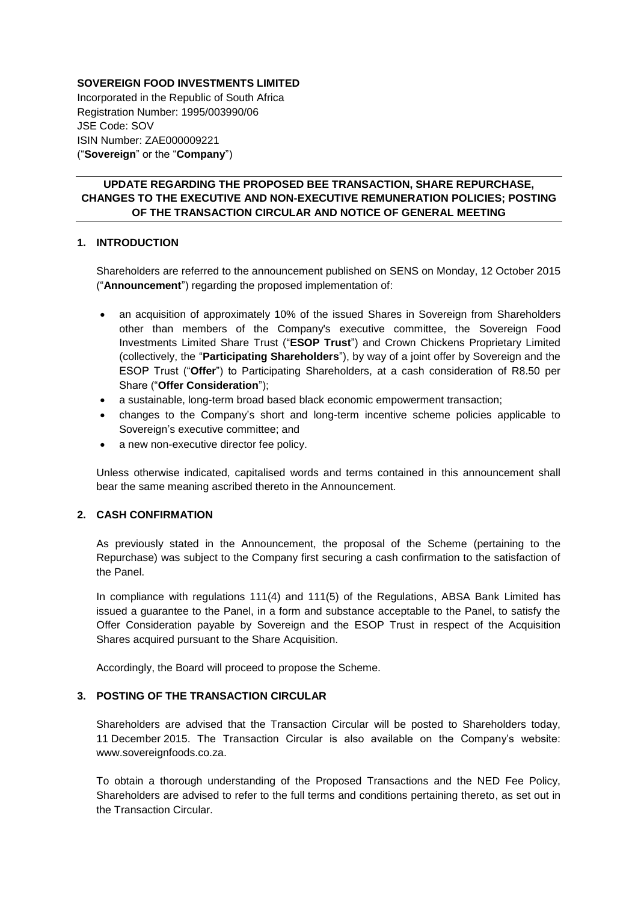**SOVEREIGN FOOD INVESTMENTS LIMITED**
Incorporated in the Republic of South Africa
Registration Number: 1995/003990/06
JSE Code: SOV
ISIN Number: ZAE000009221
("**Sovereign**" or the "**Company**")

## UPDATE REGARDING THE PROPOSED BEE TRANSACTION, SHARE REPURCHASE, CHANGES TO THE EXECUTIVE AND NON-EXECUTIVE REMUNERATION POLICIES; POSTING OF THE TRANSACTION CIRCULAR AND NOTICE OF GENERAL MEETING

### 1. INTRODUCTION

Shareholders are referred to the announcement published on SENS on Monday, 12 October 2015 ("**Announcement**") regarding the proposed implementation of:

- an acquisition of approximately 10% of the issued Shares in Sovereign from Shareholders other than members of the Company's executive committee, the Sovereign Food Investments Limited Share Trust ("**ESOP Trust**") and Crown Chickens Proprietary Limited (collectively, the "**Participating Shareholders**"), by way of a joint offer by Sovereign and the ESOP Trust ("**Offer**") to Participating Shareholders, at a cash consideration of R8.50 per Share ("**Offer Consideration**");
- a sustainable, long-term broad based black economic empowerment transaction;
- changes to the Company's short and long-term incentive scheme policies applicable to Sovereign's executive committee; and
- a new non-executive director fee policy.

Unless otherwise indicated, capitalised words and terms contained in this announcement shall bear the same meaning ascribed thereto in the Announcement.

### 2. CASH CONFIRMATION

As previously stated in the Announcement, the proposal of the Scheme (pertaining to the Repurchase) was subject to the Company first securing a cash confirmation to the satisfaction of the Panel.

In compliance with regulations 111(4) and 111(5) of the Regulations, ABSA Bank Limited has issued a guarantee to the Panel, in a form and substance acceptable to the Panel, to satisfy the Offer Consideration payable by Sovereign and the ESOP Trust in respect of the Acquisition Shares acquired pursuant to the Share Acquisition.

Accordingly, the Board will proceed to propose the Scheme.

### 3. POSTING OF THE TRANSACTION CIRCULAR

Shareholders are advised that the Transaction Circular will be posted to Shareholders today, 11 December 2015. The Transaction Circular is also available on the Company's website: www.sovereignfoods.co.za.

To obtain a thorough understanding of the Proposed Transactions and the NED Fee Policy, Shareholders are advised to refer to the full terms and conditions pertaining thereto, as set out in the Transaction Circular.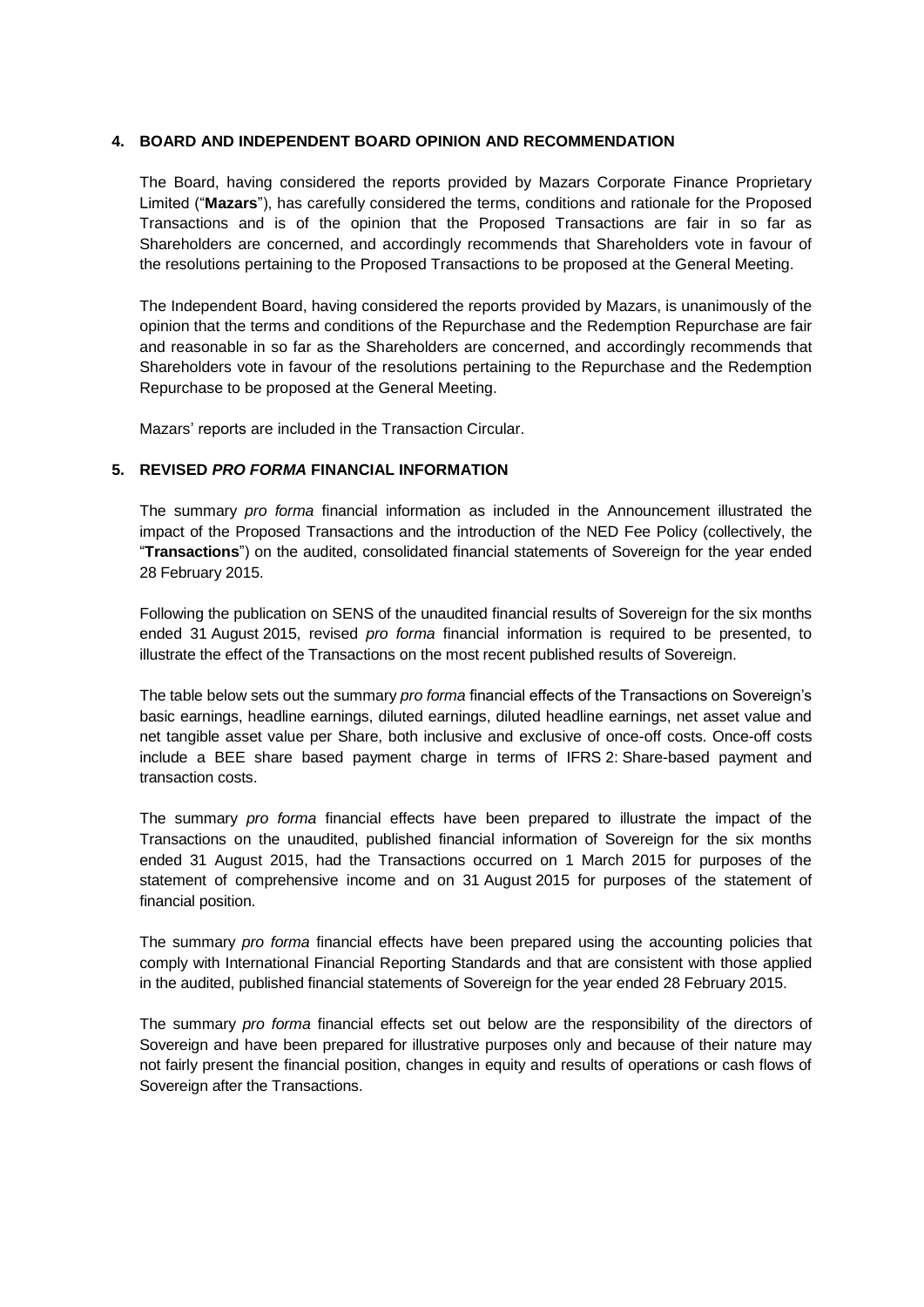## 4. BOARD AND INDEPENDENT BOARD OPINION AND RECOMMENDATION

The Board, having considered the reports provided by Mazars Corporate Finance Proprietary Limited ("**Mazars**"), has carefully considered the terms, conditions and rationale for the Proposed Transactions and is of the opinion that the Proposed Transactions are fair in so far as Shareholders are concerned, and accordingly recommends that Shareholders vote in favour of the resolutions pertaining to the Proposed Transactions to be proposed at the General Meeting.

The Independent Board, having considered the reports provided by Mazars, is unanimously of the opinion that the terms and conditions of the Repurchase and the Redemption Repurchase are fair and reasonable in so far as the Shareholders are concerned, and accordingly recommends that Shareholders vote in favour of the resolutions pertaining to the Repurchase and the Redemption Repurchase to be proposed at the General Meeting.

Mazars' reports are included in the Transaction Circular.

## 5. REVISED *PRO FORMA* FINANCIAL INFORMATION

The summary *pro forma* financial information as included in the Announcement illustrated the impact of the Proposed Transactions and the introduction of the NED Fee Policy (collectively, the "**Transactions**") on the audited, consolidated financial statements of Sovereign for the year ended 28 February 2015.

Following the publication on SENS of the unaudited financial results of Sovereign for the six months ended 31 August 2015, revised *pro forma* financial information is required to be presented, to illustrate the effect of the Transactions on the most recent published results of Sovereign.

The table below sets out the summary *pro forma* financial effects of the Transactions on Sovereign's basic earnings, headline earnings, diluted earnings, diluted headline earnings, net asset value and net tangible asset value per Share, both inclusive and exclusive of once-off costs. Once-off costs include a BEE share based payment charge in terms of IFRS 2: Share-based payment and transaction costs.

The summary *pro forma* financial effects have been prepared to illustrate the impact of the Transactions on the unaudited, published financial information of Sovereign for the six months ended 31 August 2015, had the Transactions occurred on 1 March 2015 for purposes of the statement of comprehensive income and on 31 August 2015 for purposes of the statement of financial position.

The summary *pro forma* financial effects have been prepared using the accounting policies that comply with International Financial Reporting Standards and that are consistent with those applied in the audited, published financial statements of Sovereign for the year ended 28 February 2015.

The summary *pro forma* financial effects set out below are the responsibility of the directors of Sovereign and have been prepared for illustrative purposes only and because of their nature may not fairly present the financial position, changes in equity and results of operations or cash flows of Sovereign after the Transactions.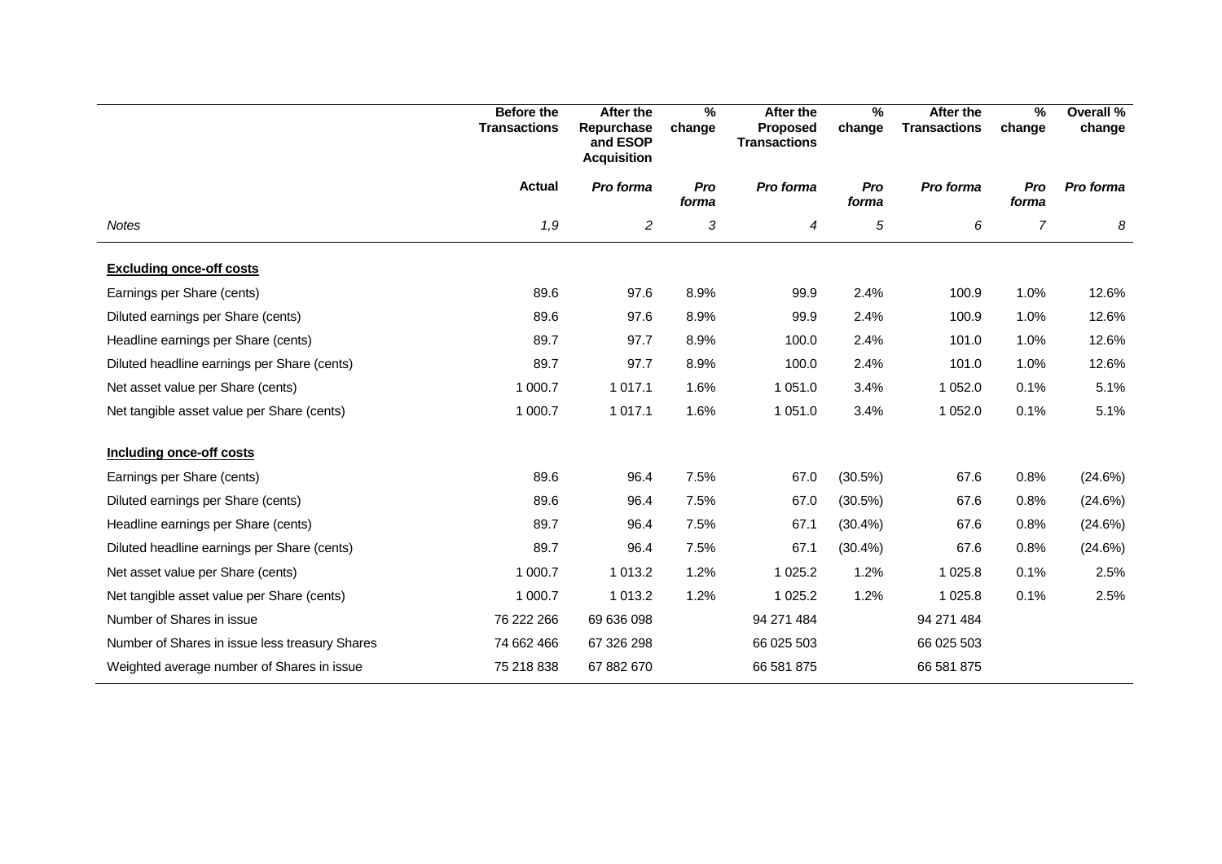| | Before the Transactions | After the Repurchase and ESOP Acquisition | % change | After the Proposed Transactions | % change | After the Transactions | % change | Overall % change |
|---|---|---|---|---|---|---|---|---|
| | **Actual** | ***Pro forma*** | ***Pro forma*** | ***Pro forma*** | ***Pro forma*** | ***Pro forma*** | ***Pro forma*** | ***Pro forma*** |
| *Notes* | *1,9* | *2* | *3* | *4* | *5* | *6* | *7* | *8* |
| **Excluding once-off costs** | | | | | | | | |
| Earnings per Share (cents) | 89.6 | 97.6 | 8.9% | 99.9 | 2.4% | 100.9 | 1.0% | 12.6% |
| Diluted earnings per Share (cents) | 89.6 | 97.6 | 8.9% | 99.9 | 2.4% | 100.9 | 1.0% | 12.6% |
| Headline earnings per Share (cents) | 89.7 | 97.7 | 8.9% | 100.0 | 2.4% | 101.0 | 1.0% | 12.6% |
| Diluted headline earnings per Share (cents) | 89.7 | 97.7 | 8.9% | 100.0 | 2.4% | 101.0 | 1.0% | 12.6% |
| Net asset value per Share (cents) | 1 000.7 | 1 017.1 | 1.6% | 1 051.0 | 3.4% | 1 052.0 | 0.1% | 5.1% |
| Net tangible asset value per Share (cents) | 1 000.7 | 1 017.1 | 1.6% | 1 051.0 | 3.4% | 1 052.0 | 0.1% | 5.1% |
| **Including once-off costs** | | | | | | | | |
| Earnings per Share (cents) | 89.6 | 96.4 | 7.5% | 67.0 | (30.5%) | 67.6 | 0.8% | (24.6%) |
| Diluted earnings per Share (cents) | 89.6 | 96.4 | 7.5% | 67.0 | (30.5%) | 67.6 | 0.8% | (24.6%) |
| Headline earnings per Share (cents) | 89.7 | 96.4 | 7.5% | 67.1 | (30.4%) | 67.6 | 0.8% | (24.6%) |
| Diluted headline earnings per Share (cents) | 89.7 | 96.4 | 7.5% | 67.1 | (30.4%) | 67.6 | 0.8% | (24.6%) |
| Net asset value per Share (cents) | 1 000.7 | 1 013.2 | 1.2% | 1 025.2 | 1.2% | 1 025.8 | 0.1% | 2.5% |
| Net tangible asset value per Share (cents) | 1 000.7 | 1 013.2 | 1.2% | 1 025.2 | 1.2% | 1 025.8 | 0.1% | 2.5% |
| Number of Shares in issue | 76 222 266 | 69 636 098 | | 94 271 484 | | 94 271 484 | | |
| Number of Shares in issue less treasury Shares | 74 662 466 | 67 326 298 | | 66 025 503 | | 66 025 503 | | |
| Weighted average number of Shares in issue | 75 218 838 | 67 882 670 | | 66 581 875 | | 66 581 875 | | |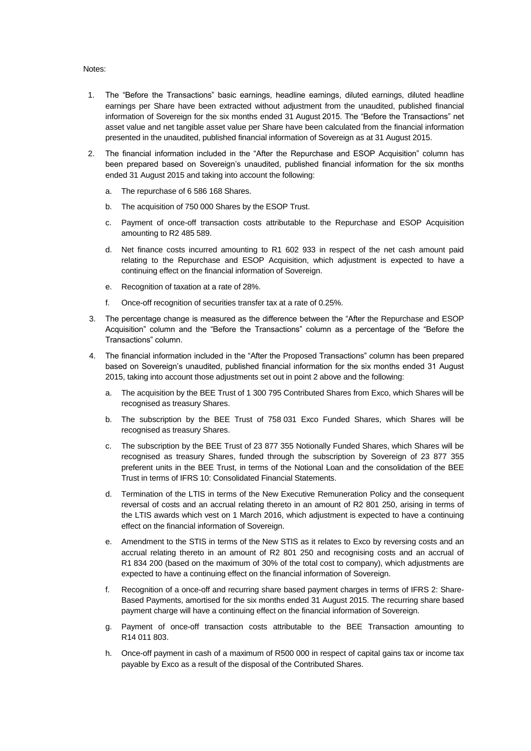Notes:

1. The "Before the Transactions" basic earnings, headline earnings, diluted earnings, diluted headline earnings per Share have been extracted without adjustment from the unaudited, published financial information of Sovereign for the six months ended 31 August 2015. The "Before the Transactions" net asset value and net tangible asset value per Share have been calculated from the financial information presented in the unaudited, published financial information of Sovereign as at 31 August 2015.

2. The financial information included in the "After the Repurchase and ESOP Acquisition" column has been prepared based on Sovereign's unaudited, published financial information for the six months ended 31 August 2015 and taking into account the following:

   a. The repurchase of 6 586 168 Shares.

   b. The acquisition of 750 000 Shares by the ESOP Trust.

   c. Payment of once-off transaction costs attributable to the Repurchase and ESOP Acquisition amounting to R2 485 589.

   d. Net finance costs incurred amounting to R1 602 933 in respect of the net cash amount paid relating to the Repurchase and ESOP Acquisition, which adjustment is expected to have a continuing effect on the financial information of Sovereign.

   e. Recognition of taxation at a rate of 28%.

   f. Once-off recognition of securities transfer tax at a rate of 0.25%.

3. The percentage change is measured as the difference between the "After the Repurchase and ESOP Acquisition" column and the "Before the Transactions" column as a percentage of the "Before the Transactions" column.

4. The financial information included in the "After the Proposed Transactions" column has been prepared based on Sovereign's unaudited, published financial information for the six months ended 31 August 2015, taking into account those adjustments set out in point 2 above and the following:

   a. The acquisition by the BEE Trust of 1 300 795 Contributed Shares from Exco, which Shares will be recognised as treasury Shares.

   b. The subscription by the BEE Trust of 758 031 Exco Funded Shares, which Shares will be recognised as treasury Shares.

   c. The subscription by the BEE Trust of 23 877 355 Notionally Funded Shares, which Shares will be recognised as treasury Shares, funded through the subscription by Sovereign of 23 877 355 preferent units in the BEE Trust, in terms of the Notional Loan and the consolidation of the BEE Trust in terms of IFRS 10: Consolidated Financial Statements.

   d. Termination of the LTIS in terms of the New Executive Remuneration Policy and the consequent reversal of costs and an accrual relating thereto in an amount of R2 801 250, arising in terms of the LTIS awards which vest on 1 March 2016, which adjustment is expected to have a continuing effect on the financial information of Sovereign.

   e. Amendment to the STIS in terms of the New STIS as it relates to Exco by reversing costs and an accrual relating thereto in an amount of R2 801 250 and recognising costs and an accrual of R1 834 200 (based on the maximum of 30% of the total cost to company), which adjustments are expected to have a continuing effect on the financial information of Sovereign.

   f. Recognition of a once-off and recurring share based payment charges in terms of IFRS 2: Share-Based Payments, amortised for the six months ended 31 August 2015. The recurring share based payment charge will have a continuing effect on the financial information of Sovereign.

   g. Payment of once-off transaction costs attributable to the BEE Transaction amounting to R14 011 803.

   h. Once-off payment in cash of a maximum of R500 000 in respect of capital gains tax or income tax payable by Exco as a result of the disposal of the Contributed Shares.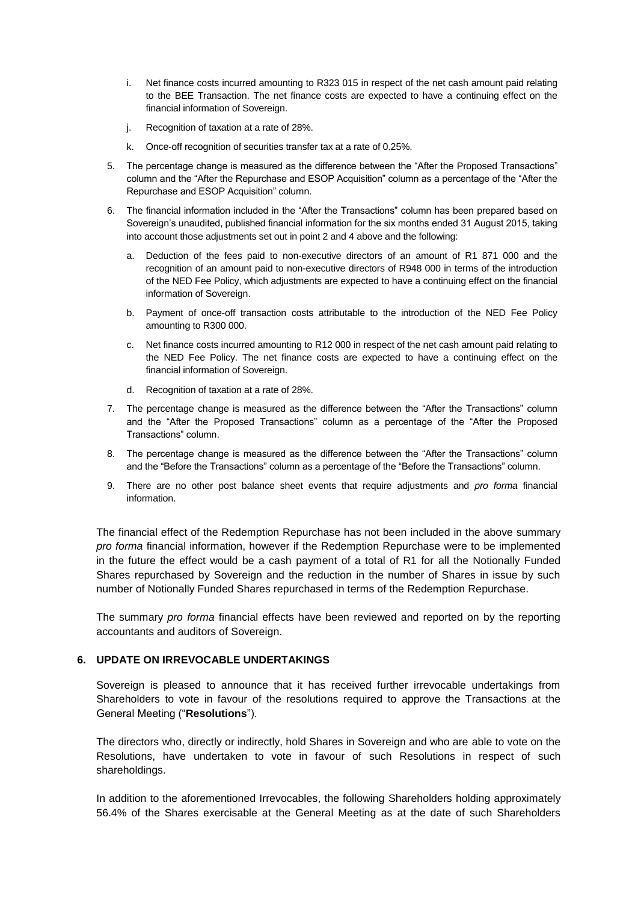i. Net finance costs incurred amounting to R323 015 in respect of the net cash amount paid relating to the BEE Transaction. The net finance costs are expected to have a continuing effect on the financial information of Sovereign.

   j. Recognition of taxation at a rate of 28%.

   k. Once-off recognition of securities transfer tax at a rate of 0.25%.

5. The percentage change is measured as the difference between the "After the Proposed Transactions" column and the "After the Repurchase and ESOP Acquisition" column as a percentage of the "After the Repurchase and ESOP Acquisition" column.

6. The financial information included in the "After the Transactions" column has been prepared based on Sovereign's unaudited, published financial information for the six months ended 31 August 2015, taking into account those adjustments set out in point 2 and 4 above and the following:

   a. Deduction of the fees paid to non-executive directors of an amount of R1 871 000 and the recognition of an amount paid to non-executive directors of R948 000 in terms of the introduction of the NED Fee Policy, which adjustments are expected to have a continuing effect on the financial information of Sovereign.

   b. Payment of once-off transaction costs attributable to the introduction of the NED Fee Policy amounting to R300 000.

   c. Net finance costs incurred amounting to R12 000 in respect of the net cash amount paid relating to the NED Fee Policy. The net finance costs are expected to have a continuing effect on the financial information of Sovereign.

   d. Recognition of taxation at a rate of 28%.

7. The percentage change is measured as the difference between the "After the Transactions" column and the "After the Proposed Transactions" column as a percentage of the "After the Proposed Transactions" column.

8. The percentage change is measured as the difference between the "After the Transactions" column and the "Before the Transactions" column as a percentage of the "Before the Transactions" column.

9. There are no other post balance sheet events that require adjustments and *pro forma* financial information.

The financial effect of the Redemption Repurchase has not been included in the above summary *pro forma* financial information, however if the Redemption Repurchase were to be implemented in the future the effect would be a cash payment of a total of R1 for all the Notionally Funded Shares repurchased by Sovereign and the reduction in the number of Shares in issue by such number of Notionally Funded Shares repurchased in terms of the Redemption Repurchase.

The summary *pro forma* financial effects have been reviewed and reported on by the reporting accountants and auditors of Sovereign.

## 6. UPDATE ON IRREVOCABLE UNDERTAKINGS

Sovereign is pleased to announce that it has received further irrevocable undertakings from Shareholders to vote in favour of the resolutions required to approve the Transactions at the General Meeting ("**Resolutions**").

The directors who, directly or indirectly, hold Shares in Sovereign and who are able to vote on the Resolutions, have undertaken to vote in favour of such Resolutions in respect of such shareholdings.

In addition to the aforementioned Irrevocables, the following Shareholders holding approximately 56.4% of the Shares exercisable at the General Meeting as at the date of such Shareholders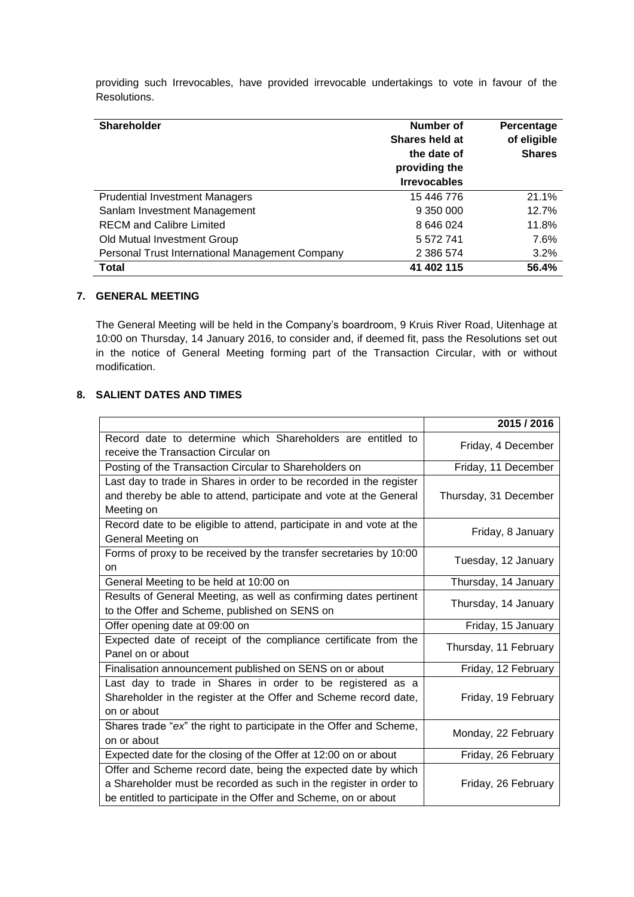providing such Irrevocables, have provided irrevocable undertakings to vote in favour of the Resolutions.

| Shareholder | Number of Shares held at the date of providing the Irrevocables | Percentage of eligible Shares |
|---|---|---|
| Prudential Investment Managers | 15 446 776 | 21.1% |
| Sanlam Investment Management | 9 350 000 | 12.7% |
| RECM and Calibre Limited | 8 646 024 | 11.8% |
| Old Mutual Investment Group | 5 572 741 | 7.6% |
| Personal Trust International Management Company | 2 386 574 | 3.2% |
| **Total** | **41 402 115** | **56.4%** |

## 7. GENERAL MEETING

The General Meeting will be held in the Company's boardroom, 9 Kruis River Road, Uitenhage at 10:00 on Thursday, 14 January 2016, to consider and, if deemed fit, pass the Resolutions set out in the notice of General Meeting forming part of the Transaction Circular, with or without modification.

## 8. SALIENT DATES AND TIMES

| | 2015 / 2016 |
|---|---|
| Record date to determine which Shareholders are entitled to receive the Transaction Circular on | Friday, 4 December |
| Posting of the Transaction Circular to Shareholders on | Friday, 11 December |
| Last day to trade in Shares in order to be recorded in the register and thereby be able to attend, participate and vote at the General Meeting on | Thursday, 31 December |
| Record date to be eligible to attend, participate in and vote at the General Meeting on | Friday, 8 January |
| Forms of proxy to be received by the transfer secretaries by 10:00 on | Tuesday, 12 January |
| General Meeting to be held at 10:00 on | Thursday, 14 January |
| Results of General Meeting, as well as confirming dates pertinent to the Offer and Scheme, published on SENS on | Thursday, 14 January |
| Offer opening date at 09:00 on | Friday, 15 January |
| Expected date of receipt of the compliance certificate from the Panel on or about | Thursday, 11 February |
| Finalisation announcement published on SENS on or about | Friday, 12 February |
| Last day to trade in Shares in order to be registered as a Shareholder in the register at the Offer and Scheme record date, on or about | Friday, 19 February |
| Shares trade "*ex*" the right to participate in the Offer and Scheme, on or about | Monday, 22 February |
| Expected date for the closing of the Offer at 12:00 on or about | Friday, 26 February |
| Offer and Scheme record date, being the expected date by which a Shareholder must be recorded as such in the register in order to be entitled to participate in the Offer and Scheme, on or about | Friday, 26 February |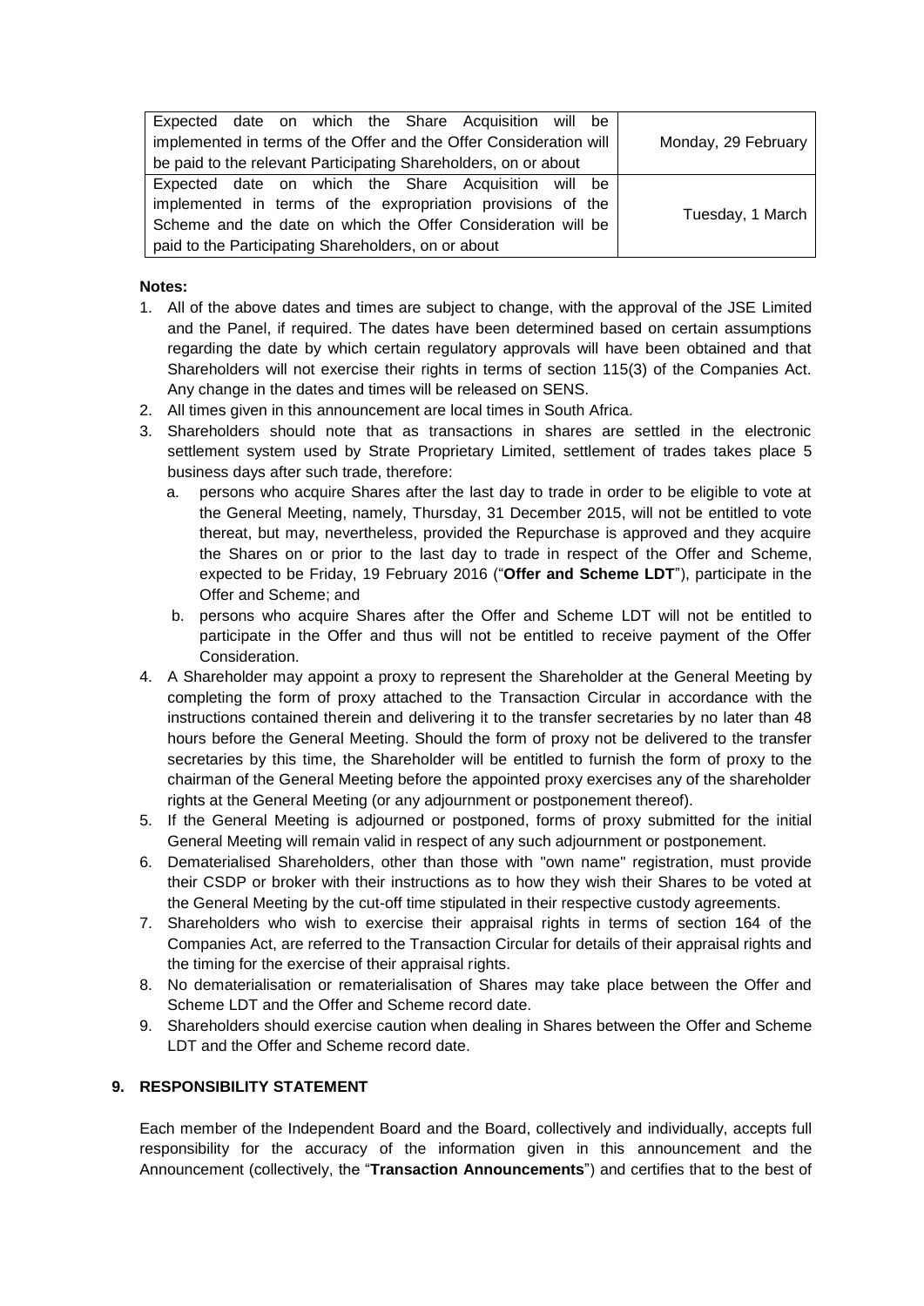| | |
|---|---|
| Expected date on which the Share Acquisition will be implemented in terms of the Offer and the Offer Consideration will be paid to the relevant Participating Shareholders, on or about | Monday, 29 February |
| Expected date on which the Share Acquisition will be implemented in terms of the expropriation provisions of the Scheme and the date on which the Offer Consideration will be paid to the Participating Shareholders, on or about | Tuesday, 1 March |

**Notes:**

1. All of the above dates and times are subject to change, with the approval of the JSE Limited and the Panel, if required. The dates have been determined based on certain assumptions regarding the date by which certain regulatory approvals will have been obtained and that Shareholders will not exercise their rights in terms of section 115(3) of the Companies Act. Any change in the dates and times will be released on SENS.
2. All times given in this announcement are local times in South Africa.
3. Shareholders should note that as transactions in shares are settled in the electronic settlement system used by Strate Proprietary Limited, settlement of trades takes place 5 business days after such trade, therefore:
   a. persons who acquire Shares after the last day to trade in order to be eligible to vote at the General Meeting, namely, Thursday, 31 December 2015, will not be entitled to vote thereat, but may, nevertheless, provided the Repurchase is approved and they acquire the Shares on or prior to the last day to trade in respect of the Offer and Scheme, expected to be Friday, 19 February 2016 ("**Offer and Scheme LDT**"), participate in the Offer and Scheme; and
   b. persons who acquire Shares after the Offer and Scheme LDT will not be entitled to participate in the Offer and thus will not be entitled to receive payment of the Offer Consideration.
4. A Shareholder may appoint a proxy to represent the Shareholder at the General Meeting by completing the form of proxy attached to the Transaction Circular in accordance with the instructions contained therein and delivering it to the transfer secretaries by no later than 48 hours before the General Meeting. Should the form of proxy not be delivered to the transfer secretaries by this time, the Shareholder will be entitled to furnish the form of proxy to the chairman of the General Meeting before the appointed proxy exercises any of the shareholder rights at the General Meeting (or any adjournment or postponement thereof).
5. If the General Meeting is adjourned or postponed, forms of proxy submitted for the initial General Meeting will remain valid in respect of any such adjournment or postponement.
6. Dematerialised Shareholders, other than those with "own name" registration, must provide their CSDP or broker with their instructions as to how they wish their Shares to be voted at the General Meeting by the cut-off time stipulated in their respective custody agreements.
7. Shareholders who wish to exercise their appraisal rights in terms of section 164 of the Companies Act, are referred to the Transaction Circular for details of their appraisal rights and the timing for the exercise of their appraisal rights.
8. No dematerialisation or rematerialisation of Shares may take place between the Offer and Scheme LDT and the Offer and Scheme record date.
9. Shareholders should exercise caution when dealing in Shares between the Offer and Scheme LDT and the Offer and Scheme record date.

## 9. RESPONSIBILITY STATEMENT

Each member of the Independent Board and the Board, collectively and individually, accepts full responsibility for the accuracy of the information given in this announcement and the Announcement (collectively, the "**Transaction Announcements**") and certifies that to the best of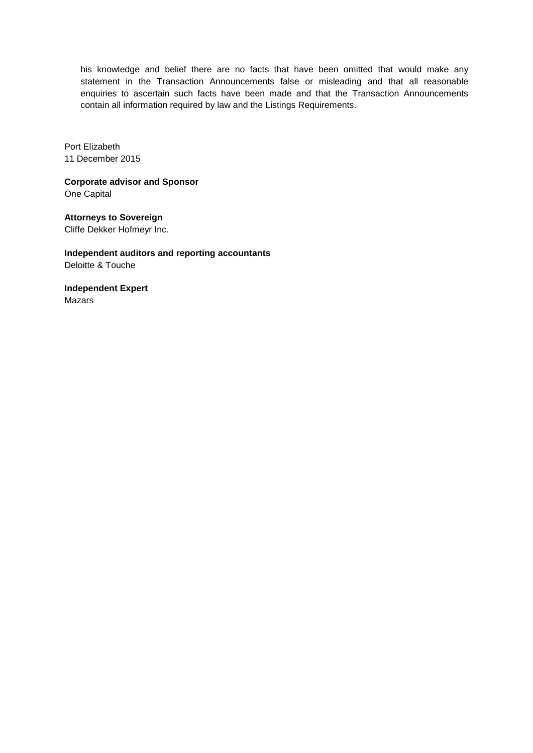his knowledge and belief there are no facts that have been omitted that would make any statement in the Transaction Announcements false or misleading and that all reasonable enquiries to ascertain such facts have been made and that the Transaction Announcements contain all information required by law and the Listings Requirements.

Port Elizabeth
11 December 2015

**Corporate advisor and Sponsor**
One Capital

**Attorneys to Sovereign**
Cliffe Dekker Hofmeyr Inc.

**Independent auditors and reporting accountants**
Deloitte & Touche

**Independent Expert**
Mazars